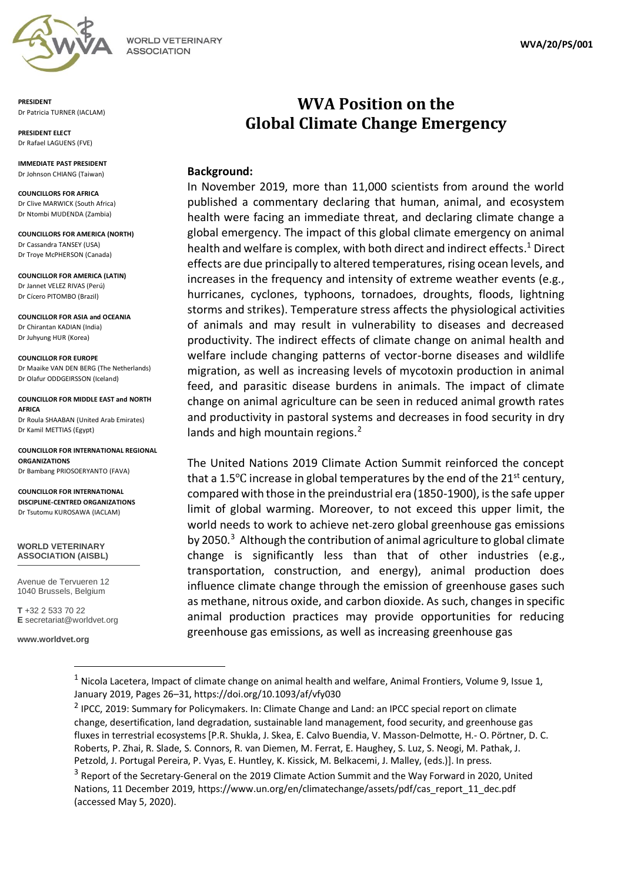WVA/20/PS/001

**PRESIDENT**
Dr Patricia TURNER (IACLAM)

**PRESIDENT ELECT**
Dr Rafael LAGUENS (FVE)

**IMMEDIATE PAST PRESIDENT**
Dr Johnson CHIANG (Taiwan)

**COUNCILLORS FOR AFRICA**
Dr Clive MARWICK (South Africa)
Dr Ntombi MUDENDA (Zambia)

**COUNCILLORS FOR AMERICA (NORTH)**
Dr Cassandra TANSEY (USA)
Dr Troye McPHERSON (Canada)

**COUNCILLOR FOR AMERICA (LATIN)**
Dr Jannet VELEZ RIVAS (Perú)
Dr Cícero PITOMBO (Brazil)

**COUNCILLOR FOR ASIA and OCEANIA**
Dr Chirantan KADIAN (India)
Dr Juhyung HUR (Korea)

**COUNCILLOR FOR EUROPE**
Dr Maaike VAN DEN BERG (The Netherlands)
Dr Olafur ODDGEIRSSON (Iceland)

**COUNCILLOR FOR MIDDLE EAST and NORTH AFRICA**
Dr Roula SHAABAN (United Arab Emirates)
Dr Kamil METTIAS (Egypt)

**COUNCILLOR FOR INTERNATIONAL REGIONAL ORGANIZATIONS**
Dr Bambang PRIOSOERYANTO (FAVA)

**COUNCILLOR FOR INTERNATIONAL DISCIPLINE-CENTRED ORGANIZATIONS**
Dr Tsutomu KUROSAWA (IACLAM)

**WORLD VETERINARY ASSOCIATION (AISBL)**

Avenue de Tervueren 12
1040 Brussels, Belgium

**T** +32 2 533 70 22
**E** secretariat@worldvet.org

**www.worldvet.org**

# WVA Position on the Global Climate Change Emergency

## Background:

In November 2019, more than 11,000 scientists from around the world published a commentary declaring that human, animal, and ecosystem health were facing an immediate threat, and declaring climate change a global emergency. The impact of this global climate emergency on animal health and welfare is complex, with both direct and indirect effects.[1] Direct effects are due principally to altered temperatures, rising ocean levels, and increases in the frequency and intensity of extreme weather events (e.g., hurricanes, cyclones, typhoons, tornadoes, droughts, floods, lightning storms and strikes). Temperature stress affects the physiological activities of animals and may result in vulnerability to diseases and decreased productivity. The indirect effects of climate change on animal health and welfare include changing patterns of vector-borne diseases and wildlife migration, as well as increasing levels of mycotoxin production in animal feed, and parasitic disease burdens in animals. The impact of climate change on animal agriculture can be seen in reduced animal growth rates and productivity in pastoral systems and decreases in food security in dry lands and high mountain regions.[2]

The United Nations 2019 Climate Action Summit reinforced the concept that a 1.5℃ increase in global temperatures by the end of the 21st century, compared with those in the preindustrial era (1850-1900), is the safe upper limit of global warming. Moreover, to not exceed this upper limit, the world needs to work to achieve net-zero global greenhouse gas emissions by 2050.[3] Although the contribution of animal agriculture to global climate change is significantly less than that of other industries (e.g., transportation, construction, and energy), animal production does influence climate change through the emission of greenhouse gases such as methane, nitrous oxide, and carbon dioxide. As such, changes in specific animal production practices may provide opportunities for reducing greenhouse gas emissions, as well as increasing greenhouse gas

---

[1] Nicola Lacetera, Impact of climate change on animal health and welfare, Animal Frontiers, Volume 9, Issue 1, January 2019, Pages 26–31, https://doi.org/10.1093/af/vfy030

[2] IPCC, 2019: Summary for Policymakers. In: Climate Change and Land: an IPCC special report on climate change, desertification, land degradation, sustainable land management, food security, and greenhouse gas fluxes in terrestrial ecosystems [P.R. Shukla, J. Skea, E. Calvo Buendia, V. Masson-Delmotte, H.- O. Pörtner, D. C. Roberts, P. Zhai, R. Slade, S. Connors, R. van Diemen, M. Ferrat, E. Haughey, S. Luz, S. Neogi, M. Pathak, J. Petzold, J. Portugal Pereira, P. Vyas, E. Huntley, K. Kissick, M. Belkacemi, J. Malley, (eds.)]. In press.

[3] Report of the Secretary-General on the 2019 Climate Action Summit and the Way Forward in 2020, United Nations, 11 December 2019, https://www.un.org/en/climatechange/assets/pdf/cas_report_11_dec.pdf (accessed May 5, 2020).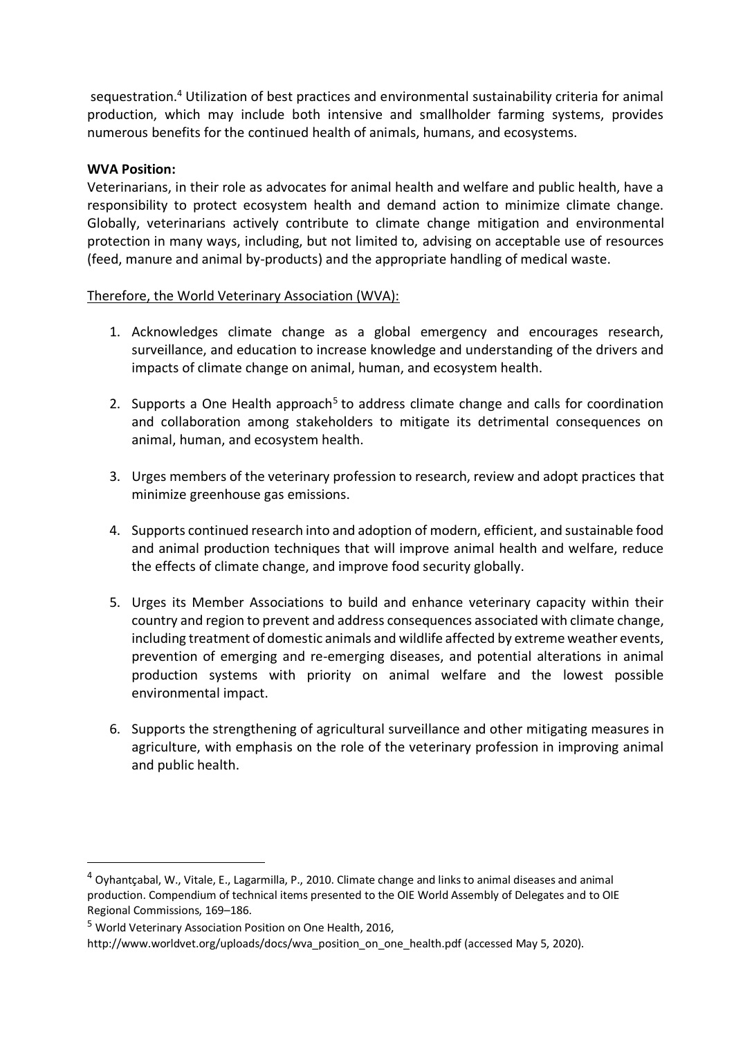sequestration.[4] Utilization of best practices and environmental sustainability criteria for animal production, which may include both intensive and smallholder farming systems, provides numerous benefits for the continued health of animals, humans, and ecosystems.

**WVA Position:**

Veterinarians, in their role as advocates for animal health and welfare and public health, have a responsibility to protect ecosystem health and demand action to minimize climate change. Globally, veterinarians actively contribute to climate change mitigation and environmental protection in many ways, including, but not limited to, advising on acceptable use of resources (feed, manure and animal by-products) and the appropriate handling of medical waste.

Therefore, the World Veterinary Association (WVA):

1. Acknowledges climate change as a global emergency and encourages research, surveillance, and education to increase knowledge and understanding of the drivers and impacts of climate change on animal, human, and ecosystem health.

2. Supports a One Health approach[5] to address climate change and calls for coordination and collaboration among stakeholders to mitigate its detrimental consequences on animal, human, and ecosystem health.

3. Urges members of the veterinary profession to research, review and adopt practices that minimize greenhouse gas emissions.

4. Supports continued research into and adoption of modern, efficient, and sustainable food and animal production techniques that will improve animal health and welfare, reduce the effects of climate change, and improve food security globally.

5. Urges its Member Associations to build and enhance veterinary capacity within their country and region to prevent and address consequences associated with climate change, including treatment of domestic animals and wildlife affected by extreme weather events, prevention of emerging and re-emerging diseases, and potential alterations in animal production systems with priority on animal welfare and the lowest possible environmental impact.

6. Supports the strengthening of agricultural surveillance and other mitigating measures in agriculture, with emphasis on the role of the veterinary profession in improving animal and public health.

---

[4] Oyhantçabal, W., Vitale, E., Lagarmilla, P., 2010. Climate change and links to animal diseases and animal production. Compendium of technical items presented to the OIE World Assembly of Delegates and to OIE Regional Commissions, 169–186.

[5] World Veterinary Association Position on One Health, 2016, http://www.worldvet.org/uploads/docs/wva_position_on_one_health.pdf (accessed May 5, 2020).